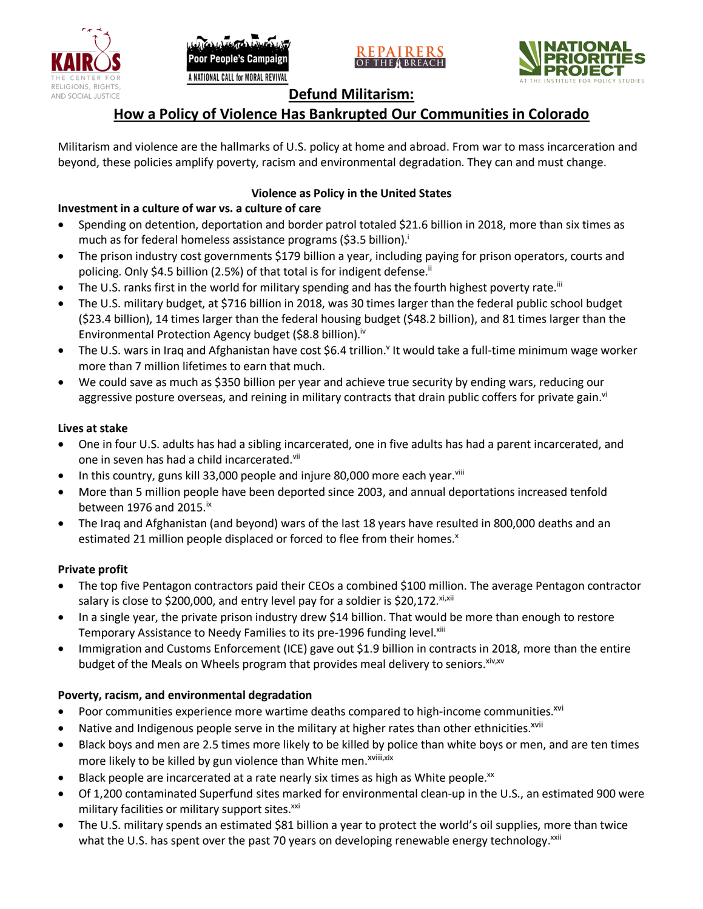# Defund Militarism: How a Policy of Violence Has Bankrupted Our Communities in Colorado

Militarism and violence are the hallmarks of U.S. policy at home and abroad. From war to mass incarceration and beyond, these policies amplify poverty, racism and environmental degradation. They can and must change.

## Violence as Policy in the United States

### Investment in a culture of war vs. a culture of care

- Spending on detention, deportation and border patrol totaled $21.6 billion in 2018, more than six times as much as for federal homeless assistance programs ($3.5 billion).[i]
- The prison industry cost governments $179 billion a year, including paying for prison operators, courts and policing. Only $4.5 billion (2.5%) of that total is for indigent defense.[ii]
- The U.S. ranks first in the world for military spending and has the fourth highest poverty rate.[iii]
- The U.S. military budget, at $716 billion in 2018, was 30 times larger than the federal public school budget ($23.4 billion), 14 times larger than the federal housing budget ($48.2 billion), and 81 times larger than the Environmental Protection Agency budget ($8.8 billion).[iv]
- The U.S. wars in Iraq and Afghanistan have cost $6.4 trillion.[v] It would take a full-time minimum wage worker more than 7 million lifetimes to earn that much.
- We could save as much as $350 billion per year and achieve true security by ending wars, reducing our aggressive posture overseas, and reining in military contracts that drain public coffers for private gain.[vi]

### Lives at stake

- One in four U.S. adults has had a sibling incarcerated, one in five adults has had a parent incarcerated, and one in seven has had a child incarcerated.[vii]
- In this country, guns kill 33,000 people and injure 80,000 more each year.[viii]
- More than 5 million people have been deported since 2003, and annual deportations increased tenfold between 1976 and 2015.[ix]
- The Iraq and Afghanistan (and beyond) wars of the last 18 years have resulted in 800,000 deaths and an estimated 21 million people displaced or forced to flee from their homes.[x]

### Private profit

- The top five Pentagon contractors paid their CEOs a combined $100 million. The average Pentagon contractor salary is close to 200,000, and entry level pay for a soldier is $20,172.[xi,xii]
- In a single year, the private prison industry drew $14 billion. That would be more than enough to restore Temporary Assistance to Needy Families to its pre-1996 funding level.[xiii]
- Immigration and Customs Enforcement (ICE) gave out $1.9 billion in contracts in 2018, more than the entire budget of the Meals on Wheels program that provides meal delivery to seniors.[xiv,xv]

### Poverty, racism, and environmental degradation

- Poor communities experience more wartime deaths compared to high-income communities.[xvi]
- Native and Indigenous people serve in the military at higher rates than other ethnicities.[xvii]
- Black boys and men are 2.5 times more likely to be killed by police than white boys or men, and are ten times more likely to be killed by gun violence than White men.[xviii,xix]
- Black people are incarcerated at a rate nearly six times as high as White people.[xx]
- Of 1,200 contaminated Superfund sites marked for environmental clean-up in the U.S., an estimated 900 were military facilities or military support sites.[xxi]
- The U.S. military spends an estimated $81 billion a year to protect the world's oil supplies, more than twice what the U.S. has spent over the past 70 years on developing renewable energy technology.[xxii]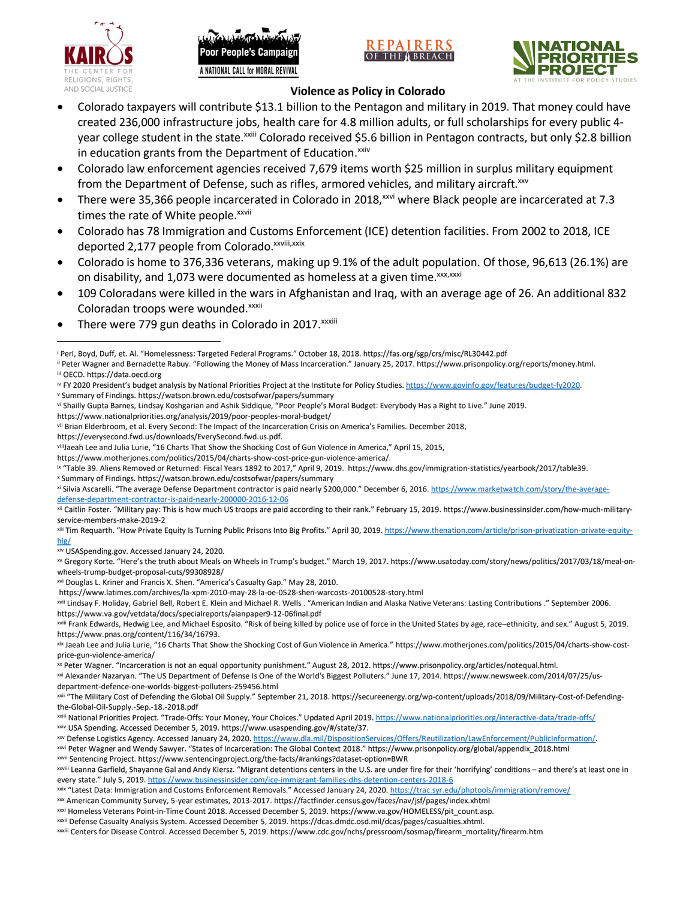## Violence as Policy in Colorado

- Colorado taxpayers will contribute $13.1 billion to the Pentagon and military in 2019. That money could have created 236,000 infrastructure jobs, health care for 4.8 million adults, or full scholarships for every public 4-year college student in the state.[xxiii] Colorado received $5.6 billion in Pentagon contracts, but only $2.8 billion in education grants from the Department of Education.[xxiv]
- Colorado law enforcement agencies received 7,679 items worth $25 million in surplus military equipment from the Department of Defense, such as rifles, armored vehicles, and military aircraft.[xxv]
- There were 35,366 people incarcerated in Colorado in 2018,[xxvi] where Black people are incarcerated at 7.3 times the rate of White people.[xxvii]
- Colorado has 78 Immigration and Customs Enforcement (ICE) detention facilities. From 2002 to 2018, ICE deported 2,177 people from Colorado.[xxviii,xxix]
- Colorado is home to 376,336 veterans, making up 9.1% of the adult population. Of those, 96,613 (26.1%) are on disability, and 1,073 were documented as homeless at a given time.[xxx,xxxi]
- 109 Coloradans were killed in the wars in Afghanistan and Iraq, with an average age of 26. An additional 832 Coloradan troops were wounded.[xxxii]
- There were 779 gun deaths in Colorado in 2017.[xxxiii]

---

[i] Perl, Boyd, Duff, et. Al. "Homelessness: Targeted Federal Programs." October 18, 2018. https://fas.org/sgp/crs/misc/RL30442.pdf
[ii] Peter Wagner and Bernadette Rabuy. "Following the Money of Mass Incarceration." January 25, 2017. https://www.prisonpolicy.org/reports/money.html.
[iii] OECD. https://data.oecd.org
[iv] FY 2020 President's budget analysis by National Priorities Project at the Institute for Policy Studies. https://www.govinfo.gov/features/budget-fy2020.
[v] Summary of Findings. https://watson.brown.edu/costsofwar/papers/summary
[vi] Shailly Gupta Barnes, Lindsay Koshgarian and Ashik Siddique, "Poor People's Moral Budget: Everybody Has a Right to Live." June 2019. https://www.nationalpriorities.org/analysis/2019/poor-peoples-moral-budget/
[vii] Brian Elderbroom, et al. Every Second: The Impact of the Incarceration Crisis on America's Families. December 2018, https://everysecond.fwd.us/downloads/EverySecond.fwd.us.pdf.
[viii] Jaeah Lee and Julia Lurie, "16 Charts That Show the Shocking Cost of Gun Violence in America," April 15, 2015, https://www.motherjones.com/politics/2015/04/charts-show-cost-price-gun-violence-america/.
[ix] "Table 39. Aliens Removed or Returned: Fiscal Years 1892 to 2017," April 9, 2019. https://www.dhs.gov/immigration-statistics/yearbook/2017/table39.
[x] Summary of Findings. https://watson.brown.edu/costsofwar/papers/summary
[xi] Silvia Ascarelli. "The average Defense Department contractor is paid nearly $200,000." December 6, 2016. https://www.marketwatch.com/story/the-average-defense-department-contractor-is-paid-nearly-200000-2016-12-06
[xii] Caitlin Foster. "Military pay: This is how much US troops are paid according to their rank." February 15, 2019. https://www.businessinsider.com/how-much-military-service-members-make-2019-2
[xiii] Tim Requarth. "How Private Equity Is Turning Public Prisons Into Big Profits." April 30, 2019. https://www.thenation.com/article/prison-privatization-private-equity-hig/
[xiv] USASpending.gov. Accessed January 24, 2020.
[xv] Gregory Korte. "Here's the truth about Meals on Wheels in Trump's budget." March 19, 2017. https://www.usatoday.com/story/news/politics/2017/03/18/meal-on-wheels-trump-budget-proposal-cuts/99308928/
[xvi] Douglas L. Kriner and Francis X. Shen. "America's Casualty Gap." May 28, 2010. https://www.latimes.com/archives/la-xpm-2010-may-28-la-oe-0528-shen-warcosts-20100528-story.html
[xvii] Lindsay F. Holiday, Gabriel Bell, Robert E. Klein and Michael R. Wells . "American Indian and Alaska Native Veterans: Lasting Contributions ." September 2006. https://www.va.gov/vetdata/docs/specialreports/aianpaper9-12-06final.pdf
[xviii] Frank Edwards, Hedwig Lee, and Michael Esposito. "Risk of being killed by police use of force in the United States by age, race–ethnicity, and sex." August 5, 2019. https://www.pnas.org/content/116/34/16793.
[xix] Jaeah Lee and Julia Lurie, "16 Charts That Show the Shocking Cost of Gun Violence in America." https://www.motherjones.com/politics/2015/04/charts-show-cost-price-gun-violence-america/
[xx] Peter Wagner. "Incarceration is not an equal opportunity punishment." August 28, 2012. https://www.prisonpolicy.org/articles/notequal.html.
[xxi] Alexander Nazaryan. "The US Department of Defense Is One of the World's Biggest Polluters." June 17, 2014. https://www.newsweek.com/2014/07/25/us-department-defence-one-worlds-biggest-polluters-259456.html
[xxii] "The Military Cost of Defending the Global Oil Supply." September 21, 2018. https://secureenergy.org/wp-content/uploads/2018/09/Military-Cost-of-Defending-the-Global-Oil-Supply.-Sep.-18.-2018.pdf
[xxiii] National Priorities Project. "Trade-Offs: Your Money, Your Choices." Updated April 2019. https://www.nationalpriorities.org/interactive-data/trade-offs/
[xxiv] USA Spending. Accessed December 5, 2019. https://www.usaspending.gov/#/state/37.
[xxv] Defense Logistics Agency. Accessed January 24, 2020. https://www.dla.mil/DispositionServices/Offers/Reutilization/LawEnforcement/PublicInformation/.
[xxvi] Peter Wagner and Wendy Sawyer. "States of Incarceration: The Global Context 2018." https://www.prisonpolicy.org/global/appendix_2018.html
[xxvii] Sentencing Project. https://www.sentencingproject.org/the-facts/#rankings?dataset-option=BWR
[xxviii] Leanna Garfield, Shayanne Gal and Andy Kiersz. "Migrant detentions centers in the U.S. are under fire for their 'horrifying' conditions – and there's at least one in every state." July 5, 2019. https://www.businessinsider.com/ice-immigrant-families-dhs-detention-centers-2018-6
[xxix] "Latest Data: Immigration and Customs Enforcement Removals." Accessed January 24, 2020. https://trac.syr.edu/phptools/immigration/remove/
[xxx] American Community Survey, 5-year estimates, 2013-2017. https://factfinder.census.gov/faces/nav/jsf/pages/index.xhtml
[xxxi] Homeless Veterans Point-in-Time Count 2018. Accessed December 5, 2019. https://www.va.gov/HOMELESS/pit_count.asp.
[xxxii] Defense Casualty Analysis System. Accessed December 5, 2019. https://dcas.dmdc.osd.mil/dcas/pages/casualties.xhtml.
[xxxiii] Centers for Disease Control. Accessed December 5, 2019. https://www.cdc.gov/nchs/pressroom/sosmap/firearm_mortality/firearm.htm